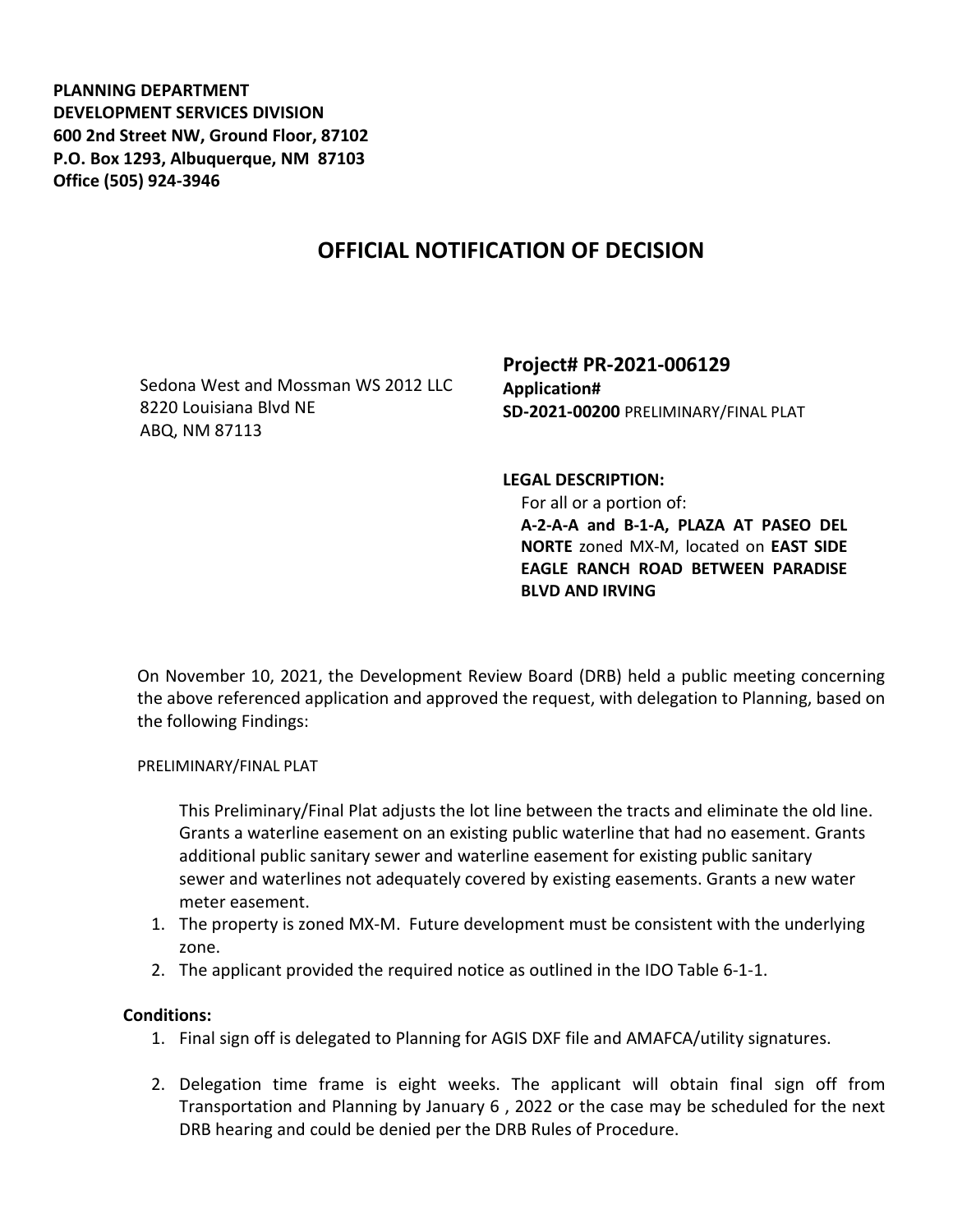**PLANNING DEPARTMENT**
**DEVELOPMENT SERVICES DIVISION**
**600 2nd Street NW, Ground Floor, 87102**
**P.O. Box 1293, Albuquerque, NM 87103**
**Office (505) 924-3946**

# OFFICIAL NOTIFICATION OF DECISION

Sedona West and Mossman WS 2012 LLC
8220 Louisiana Blvd NE
ABQ, NM 87113

**Project# PR-2021-006129**
**Application#**
**SD-2021-00200** PRELIMINARY/FINAL PLAT

**LEGAL DESCRIPTION:**
For all or a portion of:
**A-2-A-A and B-1-A, PLAZA AT PASEO DEL NORTE** zoned MX-M, located on **EAST SIDE EAGLE RANCH ROAD BETWEEN PARADISE BLVD AND IRVING**

On November 10, 2021, the Development Review Board (DRB) held a public meeting concerning the above referenced application and approved the request, with delegation to Planning, based on the following Findings:

PRELIMINARY/FINAL PLAT

This Preliminary/Final Plat adjusts the lot line between the tracts and eliminate the old line. Grants a waterline easement on an existing public waterline that had no easement. Grants additional public sanitary sewer and waterline easement for existing public sanitary sewer and waterlines not adequately covered by existing easements. Grants a new water meter easement.

1. The property is zoned MX-M. Future development must be consistent with the underlying zone.
2. The applicant provided the required notice as outlined in the IDO Table 6-1-1.

**Conditions:**

1. Final sign off is delegated to Planning for AGIS DXF file and AMAFCA/utility signatures.
2. Delegation time frame is eight weeks. The applicant will obtain final sign off from Transportation and Planning by January 6 , 2022 or the case may be scheduled for the next DRB hearing and could be denied per the DRB Rules of Procedure.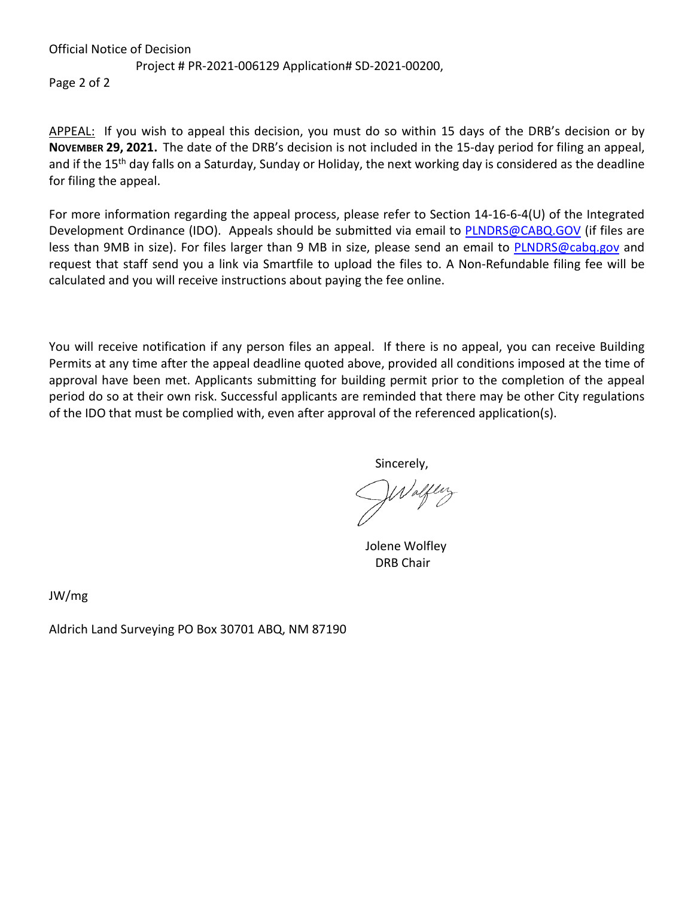APPEAL: If you wish to appeal this decision, you must do so within 15 days of the DRB's decision or by **NOVEMBER 29, 2021.** The date of the DRB's decision is not included in the 15-day period for filing an appeal, and if the 15th day falls on a Saturday, Sunday or Holiday, the next working day is considered as the deadline for filing the appeal.

For more information regarding the appeal process, please refer to Section 14-16-6-4(U) of the Integrated Development Ordinance (IDO). Appeals should be submitted via email to PLNDRS@CABQ.GOV (if files are less than 9MB in size). For files larger than 9 MB in size, please send an email to PLNDRS@cabq.gov and request that staff send you a link via Smartfile to upload the files to. A Non-Refundable filing fee will be calculated and you will receive instructions about paying the fee online.

You will receive notification if any person files an appeal. If there is no appeal, you can receive Building Permits at any time after the appeal deadline quoted above, provided all conditions imposed at the time of approval have been met. Applicants submitting for building permit prior to the completion of the appeal period do so at their own risk. Successful applicants are reminded that there may be other City regulations of the IDO that must be complied with, even after approval of the referenced application(s).

Sincerely,

Jolene Wolfley
DRB Chair

JW/mg

Aldrich Land Surveying PO Box 30701 ABQ, NM 87190